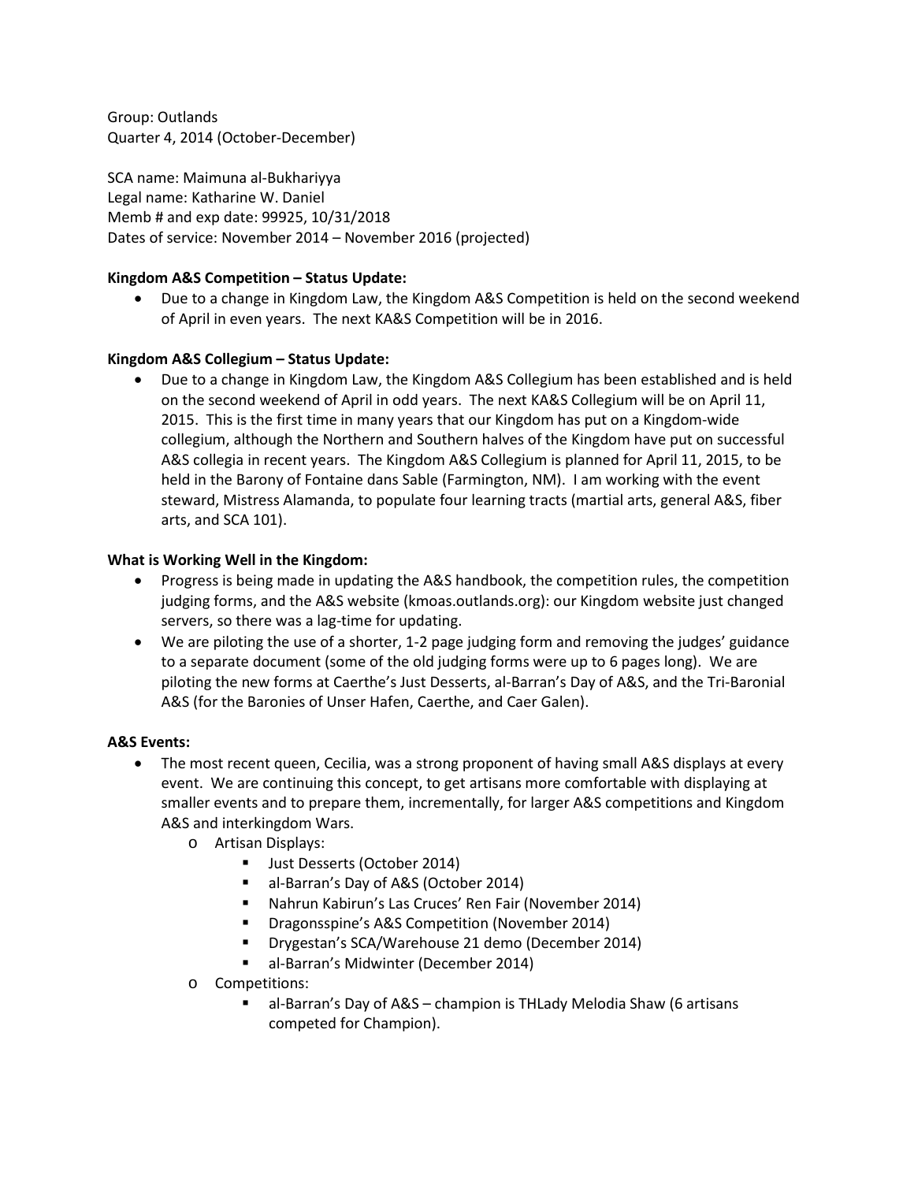Group: Outlands
Quarter 4, 2014 (October-December)

SCA name: Maimuna al-Bukhariyya
Legal name: Katharine W. Daniel
Memb # and exp date: 99925, 10/31/2018
Dates of service: November 2014 – November 2016 (projected)

**Kingdom A&S Competition – Status Update:**

- Due to a change in Kingdom Law, the Kingdom A&S Competition is held on the second weekend of April in even years. The next KA&S Competition will be in 2016.

**Kingdom A&S Collegium – Status Update:**

- Due to a change in Kingdom Law, the Kingdom A&S Collegium has been established and is held on the second weekend of April in odd years. The next KA&S Collegium will be on April 11, 2015. This is the first time in many years that our Kingdom has put on a Kingdom-wide collegium, although the Northern and Southern halves of the Kingdom have put on successful A&S collegia in recent years. The Kingdom A&S Collegium is planned for April 11, 2015, to be held in the Barony of Fontaine dans Sable (Farmington, NM). I am working with the event steward, Mistress Alamanda, to populate four learning tracts (martial arts, general A&S, fiber arts, and SCA 101).

**What is Working Well in the Kingdom:**

- Progress is being made in updating the A&S handbook, the competition rules, the competition judging forms, and the A&S website (kmoas.outlands.org): our Kingdom website just changed servers, so there was a lag-time for updating.
- We are piloting the use of a shorter, 1-2 page judging form and removing the judges' guidance to a separate document (some of the old judging forms were up to 6 pages long). We are piloting the new forms at Caerthe's Just Desserts, al-Barran's Day of A&S, and the Tri-Baronial A&S (for the Baronies of Unser Hafen, Caerthe, and Caer Galen).

**A&S Events:**

- The most recent queen, Cecilia, was a strong proponent of having small A&S displays at every event. We are continuing this concept, to get artisans more comfortable with displaying at smaller events and to prepare them, incrementally, for larger A&S competitions and Kingdom A&S and interkingdom Wars.
  - Artisan Displays:
    - Just Desserts (October 2014)
    - al-Barran's Day of A&S (October 2014)
    - Nahrun Kabirun's Las Cruces' Ren Fair (November 2014)
    - Dragonsspine's A&S Competition (November 2014)
    - Drygestan's SCA/Warehouse 21 demo (December 2014)
    - al-Barran's Midwinter (December 2014)
  - Competitions:
    - al-Barran's Day of A&S – champion is THLady Melodia Shaw (6 artisans competed for Champion).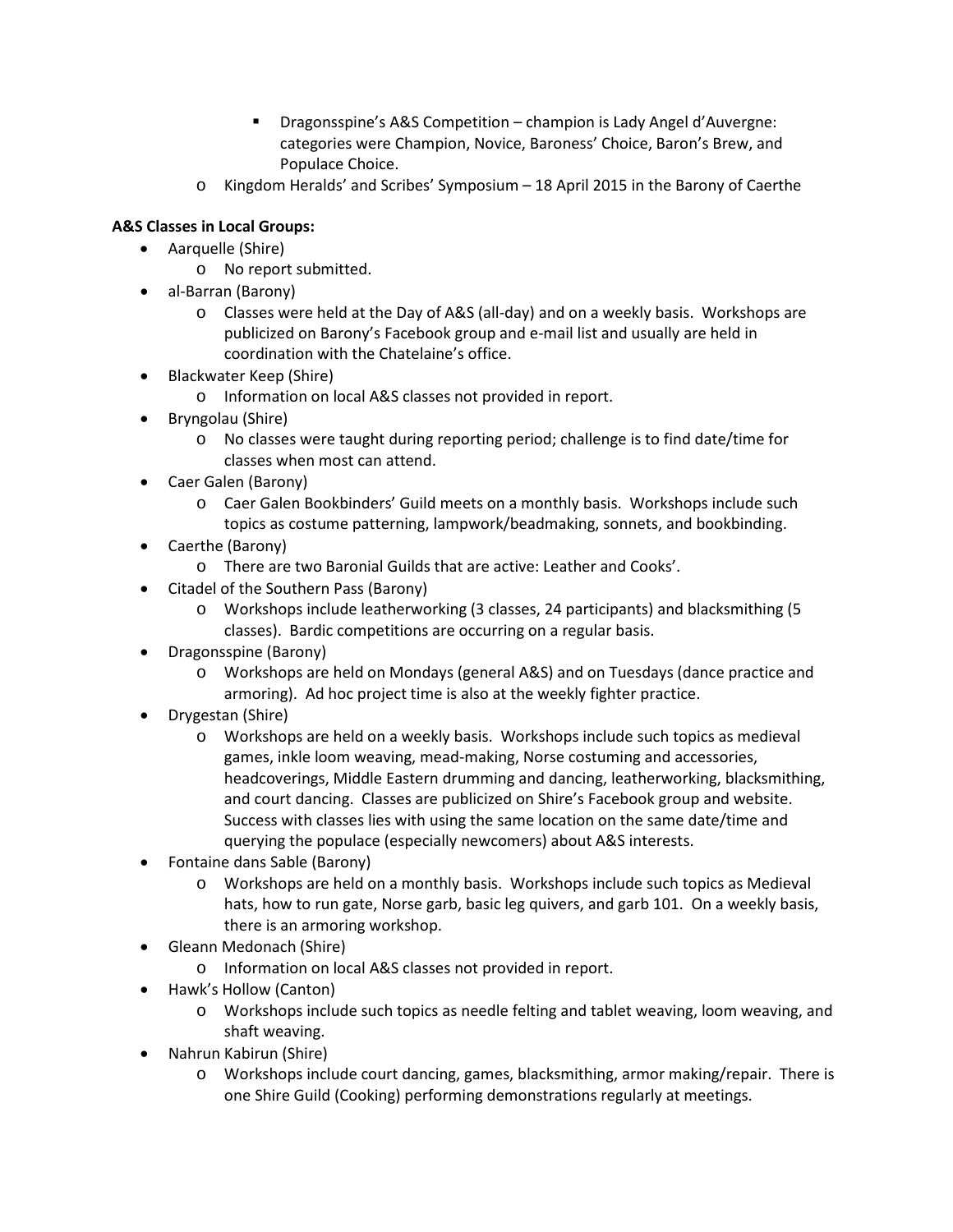- Dragonsspine's A&S Competition – champion is Lady Angel d'Auvergne: categories were Champion, Novice, Baroness' Choice, Baron's Brew, and Populace Choice.
  - Kingdom Heralds' and Scribes' Symposium – 18 April 2015 in the Barony of Caerthe

**A&S Classes in Local Groups:**

- Aarquelle (Shire)
  - No report submitted.
- al-Barran (Barony)
  - Classes were held at the Day of A&S (all-day) and on a weekly basis. Workshops are publicized on Barony's Facebook group and e-mail list and usually are held in coordination with the Chatelaine's office.
- Blackwater Keep (Shire)
  - Information on local A&S classes not provided in report.
- Bryngolau (Shire)
  - No classes were taught during reporting period; challenge is to find date/time for classes when most can attend.
- Caer Galen (Barony)
  - Caer Galen Bookbinders' Guild meets on a monthly basis. Workshops include such topics as costume patterning, lampwork/beadmaking, sonnets, and bookbinding.
- Caerthe (Barony)
  - There are two Baronial Guilds that are active: Leather and Cooks'.
- Citadel of the Southern Pass (Barony)
  - Workshops include leatherworking (3 classes, 24 participants) and blacksmithing (5 classes). Bardic competitions are occurring on a regular basis.
- Dragonsspine (Barony)
  - Workshops are held on Mondays (general A&S) and on Tuesdays (dance practice and armoring). Ad hoc project time is also at the weekly fighter practice.
- Drygestan (Shire)
  - Workshops are held on a weekly basis. Workshops include such topics as medieval games, inkle loom weaving, mead-making, Norse costuming and accessories, headcoverings, Middle Eastern drumming and dancing, leatherworking, blacksmithing, and court dancing. Classes are publicized on Shire's Facebook group and website. Success with classes lies with using the same location on the same date/time and querying the populace (especially newcomers) about A&S interests.
- Fontaine dans Sable (Barony)
  - Workshops are held on a monthly basis. Workshops include such topics as Medieval hats, how to run gate, Norse garb, basic leg quivers, and garb 101. On a weekly basis, there is an armoring workshop.
- Gleann Medonach (Shire)
  - Information on local A&S classes not provided in report.
- Hawk's Hollow (Canton)
  - Workshops include such topics as needle felting and tablet weaving, loom weaving, and shaft weaving.
- Nahrun Kabirun (Shire)
  - Workshops include court dancing, games, blacksmithing, armor making/repair. There is one Shire Guild (Cooking) performing demonstrations regularly at meetings.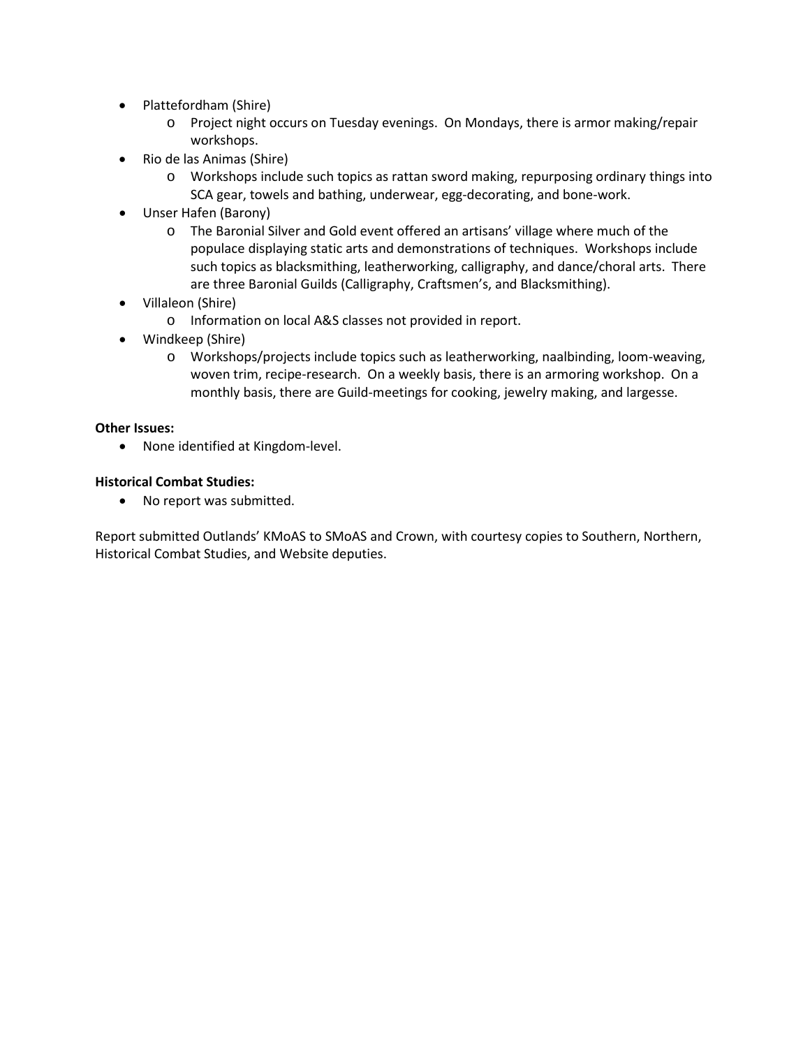- Plattefordham (Shire)
  - Project night occurs on Tuesday evenings. On Mondays, there is armor making/repair workshops.
- Rio de las Animas (Shire)
  - Workshops include such topics as rattan sword making, repurposing ordinary things into SCA gear, towels and bathing, underwear, egg-decorating, and bone-work.
- Unser Hafen (Barony)
  - The Baronial Silver and Gold event offered an artisans' village where much of the populace displaying static arts and demonstrations of techniques. Workshops include such topics as blacksmithing, leatherworking, calligraphy, and dance/choral arts. There are three Baronial Guilds (Calligraphy, Craftsmen's, and Blacksmithing).
- Villaleon (Shire)
  - Information on local A&S classes not provided in report.
- Windkeep (Shire)
  - Workshops/projects include topics such as leatherworking, naalbinding, loom-weaving, woven trim, recipe-research. On a weekly basis, there is an armoring workshop. On a monthly basis, there are Guild-meetings for cooking, jewelry making, and largesse.

**Other Issues:**

- None identified at Kingdom-level.

**Historical Combat Studies:**

- No report was submitted.

Report submitted Outlands' KMoAS to SMoAS and Crown, with courtesy copies to Southern, Northern, Historical Combat Studies, and Website deputies.